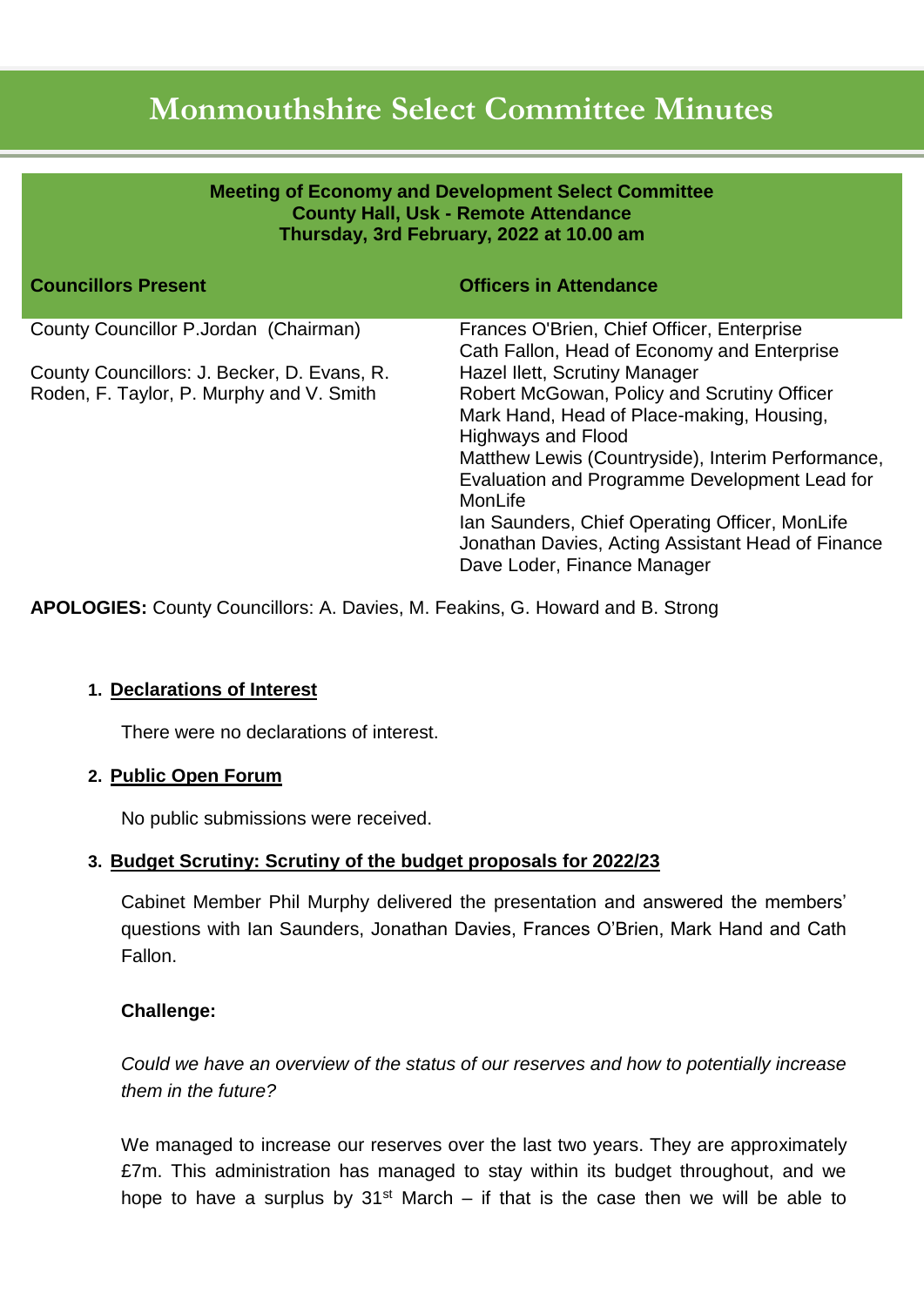# Monmouthshire Select Committee Minutes

**Meeting of Economy and Development Select Committee**
**County Hall, Usk - Remote Attendance**
**Thursday, 3rd February, 2022 at 10.00 am**

| Councillors Present | Officers in Attendance |
| --- | --- |
| County Councillor P.Jordan (Chairman)<br><br>County Councillors: J. Becker, D. Evans, R. Roden, F. Taylor, P. Murphy and V. Smith | Frances O'Brien, Chief Officer, Enterprise<br>Cath Fallon, Head of Economy and Enterprise<br>Hazel Ilett, Scrutiny Manager<br>Robert McGowan, Policy and Scrutiny Officer<br>Mark Hand, Head of Place-making, Housing, Highways and Flood<br>Matthew Lewis (Countryside), Interim Performance, Evaluation and Programme Development Lead for MonLife<br>Ian Saunders, Chief Operating Officer, MonLife<br>Jonathan Davies, Acting Assistant Head of Finance<br>Dave Loder, Finance Manager |

**APOLOGIES:** County Councillors: A. Davies, M. Feakins, G. Howard and B. Strong

1. **Declarations of Interest**

   There were no declarations of interest.

2. **Public Open Forum**

   No public submissions were received.

3. **Budget Scrutiny: Scrutiny of the budget proposals for 2022/23**

   Cabinet Member Phil Murphy delivered the presentation and answered the members' questions with Ian Saunders, Jonathan Davies, Frances O'Brien, Mark Hand and Cath Fallon.

   **Challenge:**

   *Could we have an overview of the status of our reserves and how to potentially increase them in the future?*

   We managed to increase our reserves over the last two years. They are approximately £7m. This administration has managed to stay within its budget throughout, and we hope to have a surplus by 31st March – if that is the case then we will be able to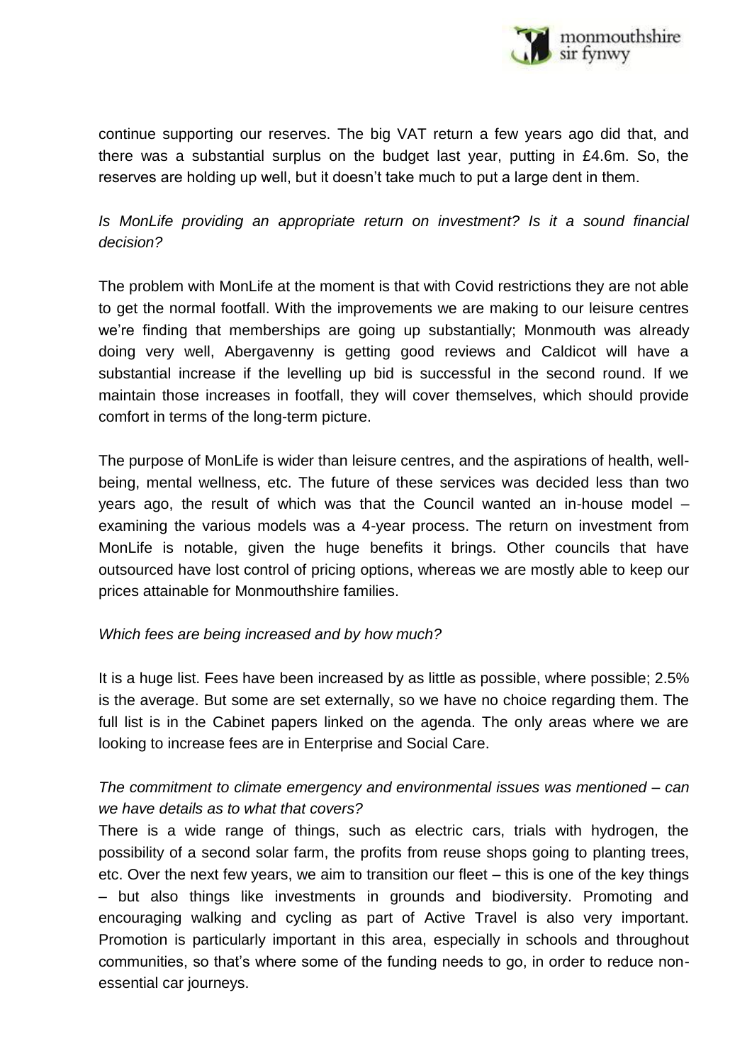continue supporting our reserves. The big VAT return a few years ago did that, and there was a substantial surplus on the budget last year, putting in £4.6m. So, the reserves are holding up well, but it doesn't take much to put a large dent in them.

*Is MonLife providing an appropriate return on investment? Is it a sound financial decision?*

The problem with MonLife at the moment is that with Covid restrictions they are not able to get the normal footfall. With the improvements we are making to our leisure centres we're finding that memberships are going up substantially; Monmouth was already doing very well, Abergavenny is getting good reviews and Caldicot will have a substantial increase if the levelling up bid is successful in the second round. If we maintain those increases in footfall, they will cover themselves, which should provide comfort in terms of the long-term picture.

The purpose of MonLife is wider than leisure centres, and the aspirations of health, well-being, mental wellness, etc. The future of these services was decided less than two years ago, the result of which was that the Council wanted an in-house model – examining the various models was a 4-year process. The return on investment from MonLife is notable, given the huge benefits it brings. Other councils that have outsourced have lost control of pricing options, whereas we are mostly able to keep our prices attainable for Monmouthshire families.

*Which fees are being increased and by how much?*

It is a huge list. Fees have been increased by as little as possible, where possible; 2.5% is the average. But some are set externally, so we have no choice regarding them. The full list is in the Cabinet papers linked on the agenda. The only areas where we are looking to increase fees are in Enterprise and Social Care.

*The commitment to climate emergency and environmental issues was mentioned – can we have details as to what that covers?*

There is a wide range of things, such as electric cars, trials with hydrogen, the possibility of a second solar farm, the profits from reuse shops going to planting trees, etc. Over the next few years, we aim to transition our fleet – this is one of the key things – but also things like investments in grounds and biodiversity. Promoting and encouraging walking and cycling as part of Active Travel is also very important. Promotion is particularly important in this area, especially in schools and throughout communities, so that's where some of the funding needs to go, in order to reduce non-essential car journeys.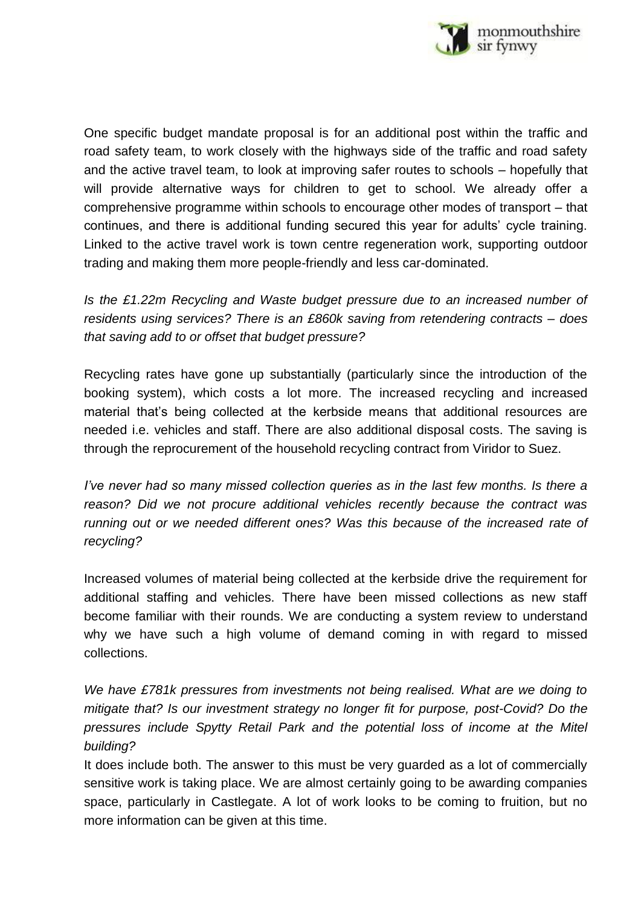One specific budget mandate proposal is for an additional post within the traffic and road safety team, to work closely with the highways side of the traffic and road safety and the active travel team, to look at improving safer routes to schools – hopefully that will provide alternative ways for children to get to school. We already offer a comprehensive programme within schools to encourage other modes of transport – that continues, and there is additional funding secured this year for adults' cycle training. Linked to the active travel work is town centre regeneration work, supporting outdoor trading and making them more people-friendly and less car-dominated.

*Is the £1.22m Recycling and Waste budget pressure due to an increased number of residents using services? There is an £860k saving from retendering contracts – does that saving add to or offset that budget pressure?*

Recycling rates have gone up substantially (particularly since the introduction of the booking system), which costs a lot more. The increased recycling and increased material that's being collected at the kerbside means that additional resources are needed i.e. vehicles and staff. There are also additional disposal costs. The saving is through the reprocurement of the household recycling contract from Viridor to Suez.

*I've never had so many missed collection queries as in the last few months. Is there a reason? Did we not procure additional vehicles recently because the contract was running out or we needed different ones? Was this because of the increased rate of recycling?*

Increased volumes of material being collected at the kerbside drive the requirement for additional staffing and vehicles. There have been missed collections as new staff become familiar with their rounds. We are conducting a system review to understand why we have such a high volume of demand coming in with regard to missed collections.

*We have £781k pressures from investments not being realised. What are we doing to mitigate that? Is our investment strategy no longer fit for purpose, post-Covid? Do the pressures include Spytty Retail Park and the potential loss of income at the Mitel building?*

It does include both. The answer to this must be very guarded as a lot of commercially sensitive work is taking place. We are almost certainly going to be awarding companies space, particularly in Castlegate. A lot of work looks to be coming to fruition, but no more information can be given at this time.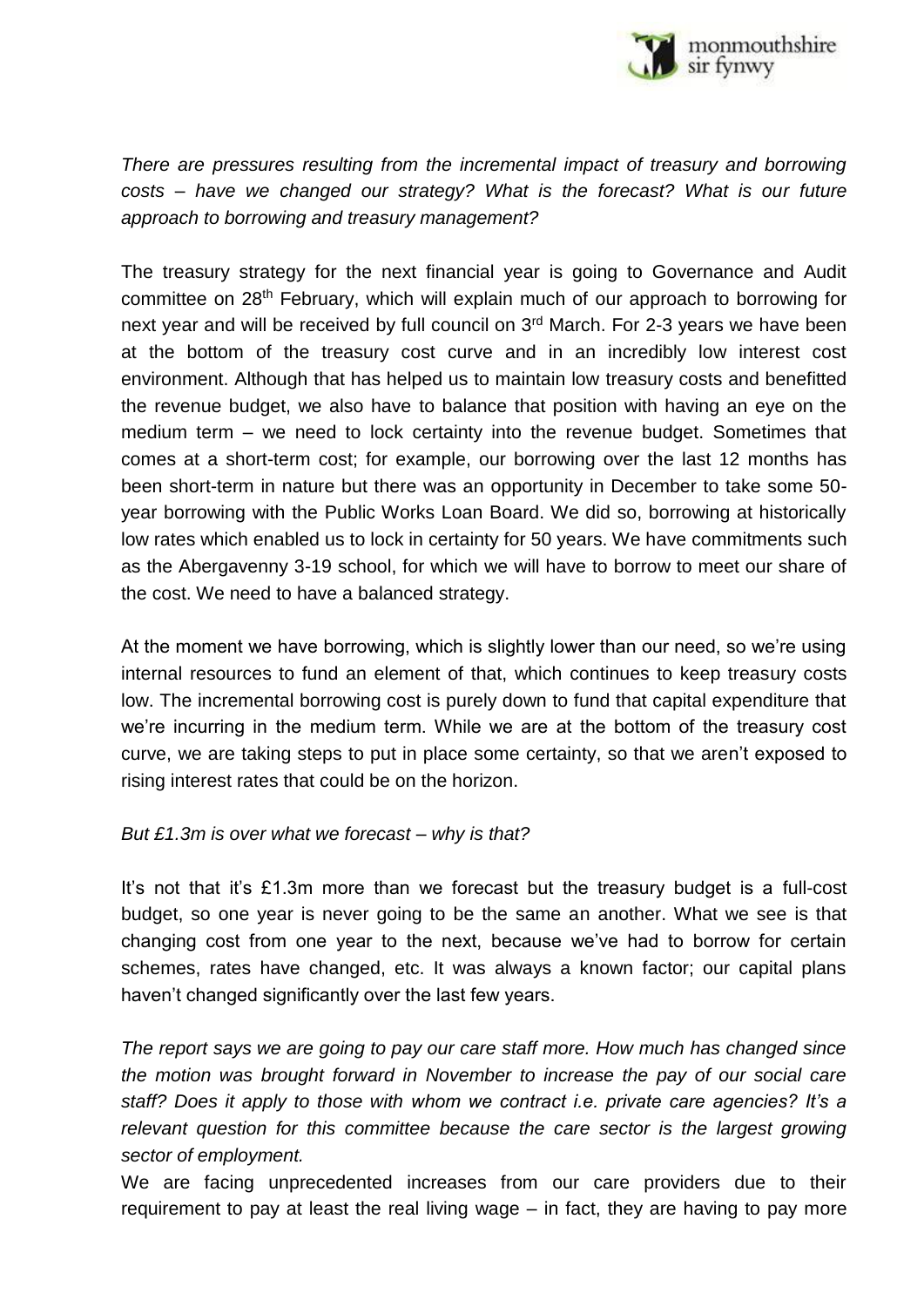*There are pressures resulting from the incremental impact of treasury and borrowing costs – have we changed our strategy? What is the forecast? What is our future approach to borrowing and treasury management?*

The treasury strategy for the next financial year is going to Governance and Audit committee on 28th February, which will explain much of our approach to borrowing for next year and will be received by full council on 3rd March. For 2-3 years we have been at the bottom of the treasury cost curve and in an incredibly low interest cost environment. Although that has helped us to maintain low treasury costs and benefitted the revenue budget, we also have to balance that position with having an eye on the medium term – we need to lock certainty into the revenue budget. Sometimes that comes at a short-term cost; for example, our borrowing over the last 12 months has been short-term in nature but there was an opportunity in December to take some 50-year borrowing with the Public Works Loan Board. We did so, borrowing at historically low rates which enabled us to lock in certainty for 50 years. We have commitments such as the Abergavenny 3-19 school, for which we will have to borrow to meet our share of the cost. We need to have a balanced strategy.

At the moment we have borrowing, which is slightly lower than our need, so we're using internal resources to fund an element of that, which continues to keep treasury costs low. The incremental borrowing cost is purely down to fund that capital expenditure that we're incurring in the medium term. While we are at the bottom of the treasury cost curve, we are taking steps to put in place some certainty, so that we aren't exposed to rising interest rates that could be on the horizon.

*But £1.3m is over what we forecast – why is that?*

It's not that it's £1.3m more than we forecast but the treasury budget is a full-cost budget, so one year is never going to be the same an another. What we see is that changing cost from one year to the next, because we've had to borrow for certain schemes, rates have changed, etc. It was always a known factor; our capital plans haven't changed significantly over the last few years.

*The report says we are going to pay our care staff more. How much has changed since the motion was brought forward in November to increase the pay of our social care staff? Does it apply to those with whom we contract i.e. private care agencies? It's a relevant question for this committee because the care sector is the largest growing sector of employment.*

We are facing unprecedented increases from our care providers due to their requirement to pay at least the real living wage – in fact, they are having to pay more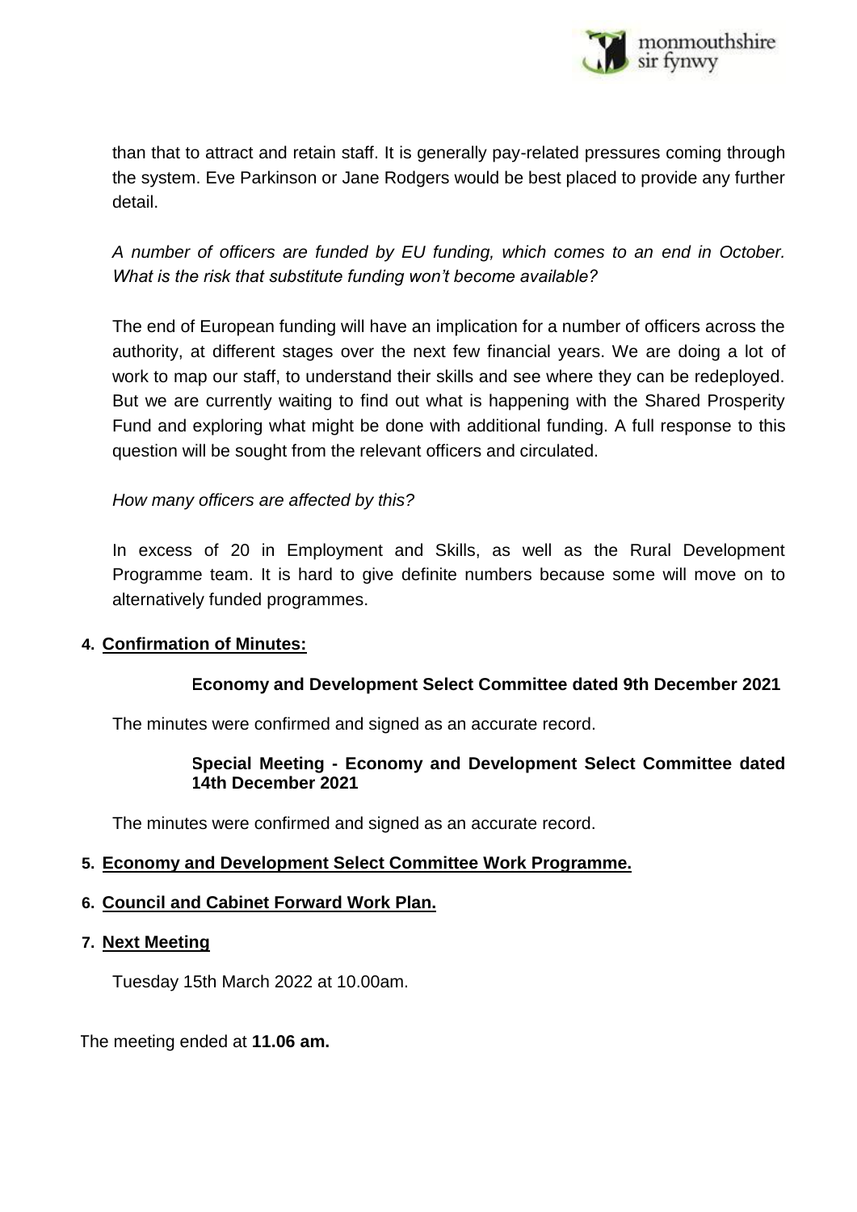than that to attract and retain staff. It is generally pay-related pressures coming through the system. Eve Parkinson or Jane Rodgers would be best placed to provide any further detail.

*A number of officers are funded by EU funding, which comes to an end in October. What is the risk that substitute funding won't become available?*

The end of European funding will have an implication for a number of officers across the authority, at different stages over the next few financial years. We are doing a lot of work to map our staff, to understand their skills and see where they can be redeployed. But we are currently waiting to find out what is happening with the Shared Prosperity Fund and exploring what might be done with additional funding. A full response to this question will be sought from the relevant officers and circulated.

*How many officers are affected by this?*

In excess of 20 in Employment and Skills, as well as the Rural Development Programme team. It is hard to give definite numbers because some will move on to alternatively funded programmes.

**4. Confirmation of Minutes:**

**Economy and Development Select Committee dated 9th December 2021**

The minutes were confirmed and signed as an accurate record.

**Special Meeting - Economy and Development Select Committee dated 14th December 2021**

The minutes were confirmed and signed as an accurate record.

**5. Economy and Development Select Committee Work Programme.**

**6. Council and Cabinet Forward Work Plan.**

**7. Next Meeting**

Tuesday 15th March 2022 at 10.00am.

The meeting ended at **11.06 am.**